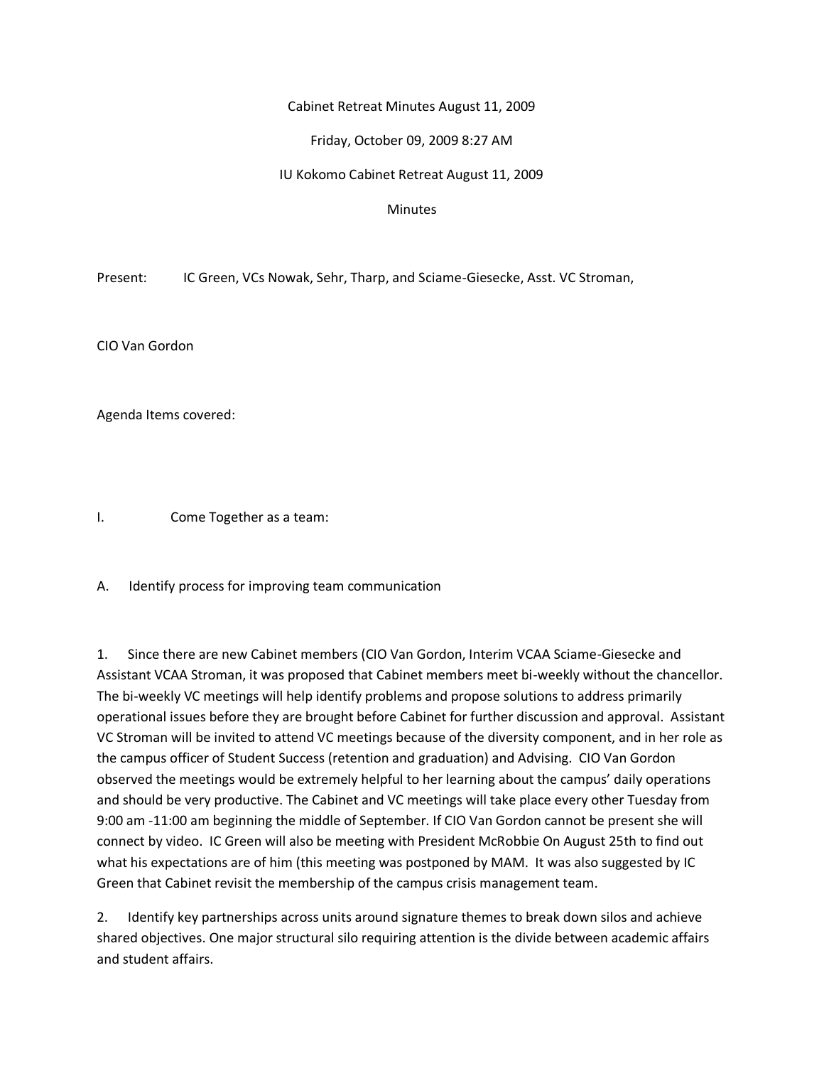Cabinet Retreat Minutes August 11, 2009

Friday, October 09, 2009 8:27 AM

IU Kokomo Cabinet Retreat August 11, 2009

Minutes

Present: IC Green, VCs Nowak, Sehr, Tharp, and Sciame-Giesecke, Asst. VC Stroman,

CIO Van Gordon

Agenda Items covered:

I. Come Together as a team:

A. Identify process for improving team communication

1. Since there are new Cabinet members (CIO Van Gordon, Interim VCAA Sciame-Giesecke and Assistant VCAA Stroman, it was proposed that Cabinet members meet bi-weekly without the chancellor. The bi-weekly VC meetings will help identify problems and propose solutions to address primarily operational issues before they are brought before Cabinet for further discussion and approval. Assistant VC Stroman will be invited to attend VC meetings because of the diversity component, and in her role as the campus officer of Student Success (retention and graduation) and Advising. CIO Van Gordon observed the meetings would be extremely helpful to her learning about the campus' daily operations and should be very productive. The Cabinet and VC meetings will take place every other Tuesday from 9:00 am -11:00 am beginning the middle of September. If CIO Van Gordon cannot be present she will connect by video. IC Green will also be meeting with President McRobbie On August 25th to find out what his expectations are of him (this meeting was postponed by MAM. It was also suggested by IC Green that Cabinet revisit the membership of the campus crisis management team.

2. Identify key partnerships across units around signature themes to break down silos and achieve shared objectives. One major structural silo requiring attention is the divide between academic affairs and student affairs.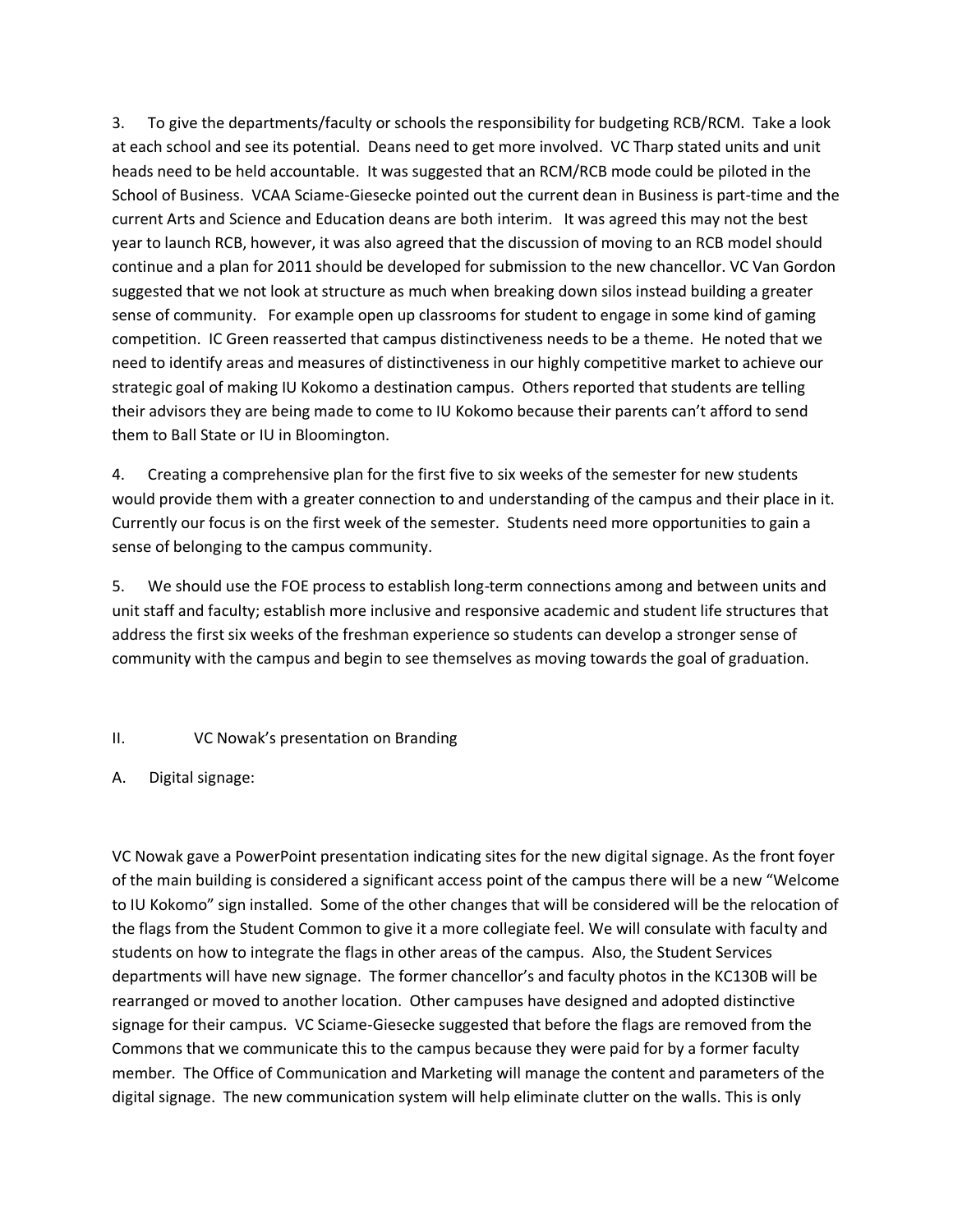3. To give the departments/faculty or schools the responsibility for budgeting RCB/RCM. Take a look at each school and see its potential. Deans need to get more involved. VC Tharp stated units and unit heads need to be held accountable. It was suggested that an RCM/RCB mode could be piloted in the School of Business. VCAA Sciame-Giesecke pointed out the current dean in Business is part-time and the current Arts and Science and Education deans are both interim. It was agreed this may not the best year to launch RCB, however, it was also agreed that the discussion of moving to an RCB model should continue and a plan for 2011 should be developed for submission to the new chancellor. VC Van Gordon suggested that we not look at structure as much when breaking down silos instead building a greater sense of community. For example open up classrooms for student to engage in some kind of gaming competition. IC Green reasserted that campus distinctiveness needs to be a theme. He noted that we need to identify areas and measures of distinctiveness in our highly competitive market to achieve our strategic goal of making IU Kokomo a destination campus. Others reported that students are telling their advisors they are being made to come to IU Kokomo because their parents can't afford to send them to Ball State or IU in Bloomington.

4. Creating a comprehensive plan for the first five to six weeks of the semester for new students would provide them with a greater connection to and understanding of the campus and their place in it. Currently our focus is on the first week of the semester. Students need more opportunities to gain a sense of belonging to the campus community.

5. We should use the FOE process to establish long-term connections among and between units and unit staff and faculty; establish more inclusive and responsive academic and student life structures that address the first six weeks of the freshman experience so students can develop a stronger sense of community with the campus and begin to see themselves as moving towards the goal of graduation.

## II. VC Nowak's presentation on Branding

### A. Digital signage:

VC Nowak gave a PowerPoint presentation indicating sites for the new digital signage. As the front foyer of the main building is considered a significant access point of the campus there will be a new "Welcome to IU Kokomo" sign installed. Some of the other changes that will be considered will be the relocation of the flags from the Student Common to give it a more collegiate feel. We will consulate with faculty and students on how to integrate the flags in other areas of the campus. Also, the Student Services departments will have new signage. The former chancellor's and faculty photos in the KC130B will be rearranged or moved to another location. Other campuses have designed and adopted distinctive signage for their campus. VC Sciame-Giesecke suggested that before the flags are removed from the Commons that we communicate this to the campus because they were paid for by a former faculty member. The Office of Communication and Marketing will manage the content and parameters of the digital signage. The new communication system will help eliminate clutter on the walls. This is only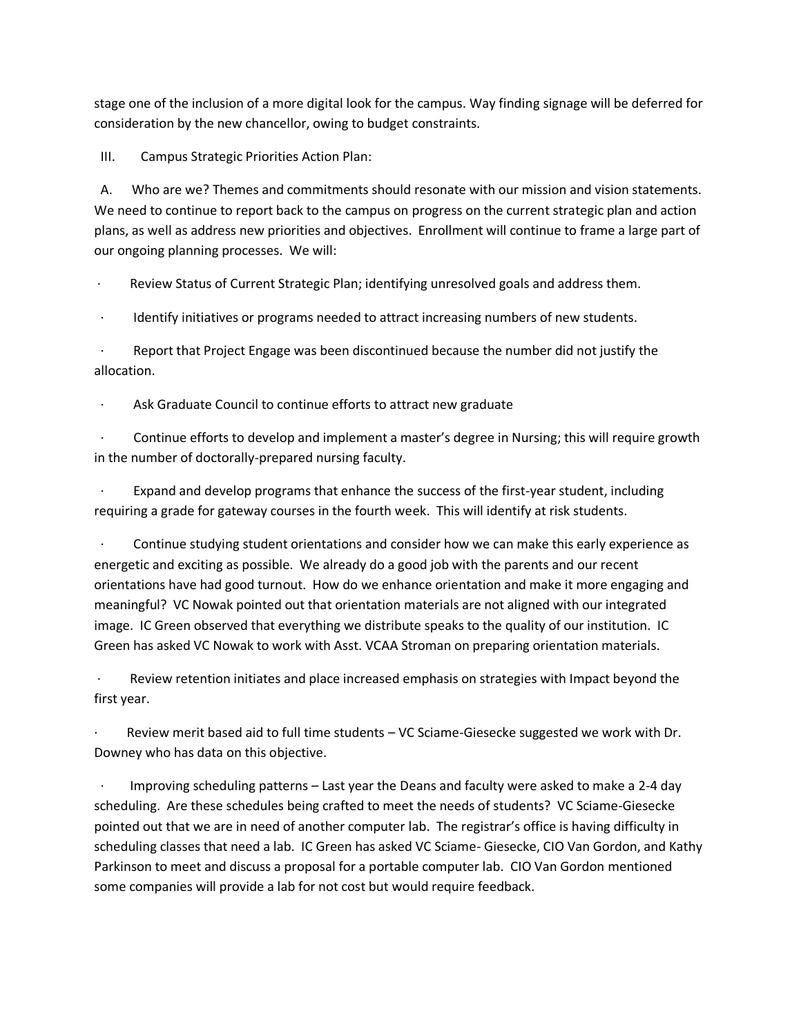stage one of the inclusion of a more digital look for the campus. Way finding signage will be deferred for consideration by the new chancellor, owing to budget constraints.

III. Campus Strategic Priorities Action Plan:

A. Who are we? Themes and commitments should resonate with our mission and vision statements. We need to continue to report back to the campus on progress on the current strategic plan and action plans, as well as address new priorities and objectives. Enrollment will continue to frame a large part of our ongoing planning processes. We will:

- Review Status of Current Strategic Plan; identifying unresolved goals and address them.
- Identify initiatives or programs needed to attract increasing numbers of new students.
- Report that Project Engage was been discontinued because the number did not justify the allocation.
- Ask Graduate Council to continue efforts to attract new graduate
- Continue efforts to develop and implement a master's degree in Nursing; this will require growth in the number of doctorally-prepared nursing faculty.
- Expand and develop programs that enhance the success of the first-year student, including requiring a grade for gateway courses in the fourth week. This will identify at risk students.
- Continue studying student orientations and consider how we can make this early experience as energetic and exciting as possible. We already do a good job with the parents and our recent orientations have had good turnout. How do we enhance orientation and make it more engaging and meaningful? VC Nowak pointed out that orientation materials are not aligned with our integrated image. IC Green observed that everything we distribute speaks to the quality of our institution. IC Green has asked VC Nowak to work with Asst. VCAA Stroman on preparing orientation materials.
- Review retention initiates and place increased emphasis on strategies with Impact beyond the first year.
- Review merit based aid to full time students – VC Sciame-Giesecke suggested we work with Dr. Downey who has data on this objective.
- Improving scheduling patterns – Last year the Deans and faculty were asked to make a 2-4 day scheduling. Are these schedules being crafted to meet the needs of students? VC Sciame-Giesecke pointed out that we are in need of another computer lab. The registrar's office is having difficulty in scheduling classes that need a lab. IC Green has asked VC Sciame- Giesecke, CIO Van Gordon, and Kathy Parkinson to meet and discuss a proposal for a portable computer lab. CIO Van Gordon mentioned some companies will provide a lab for not cost but would require feedback.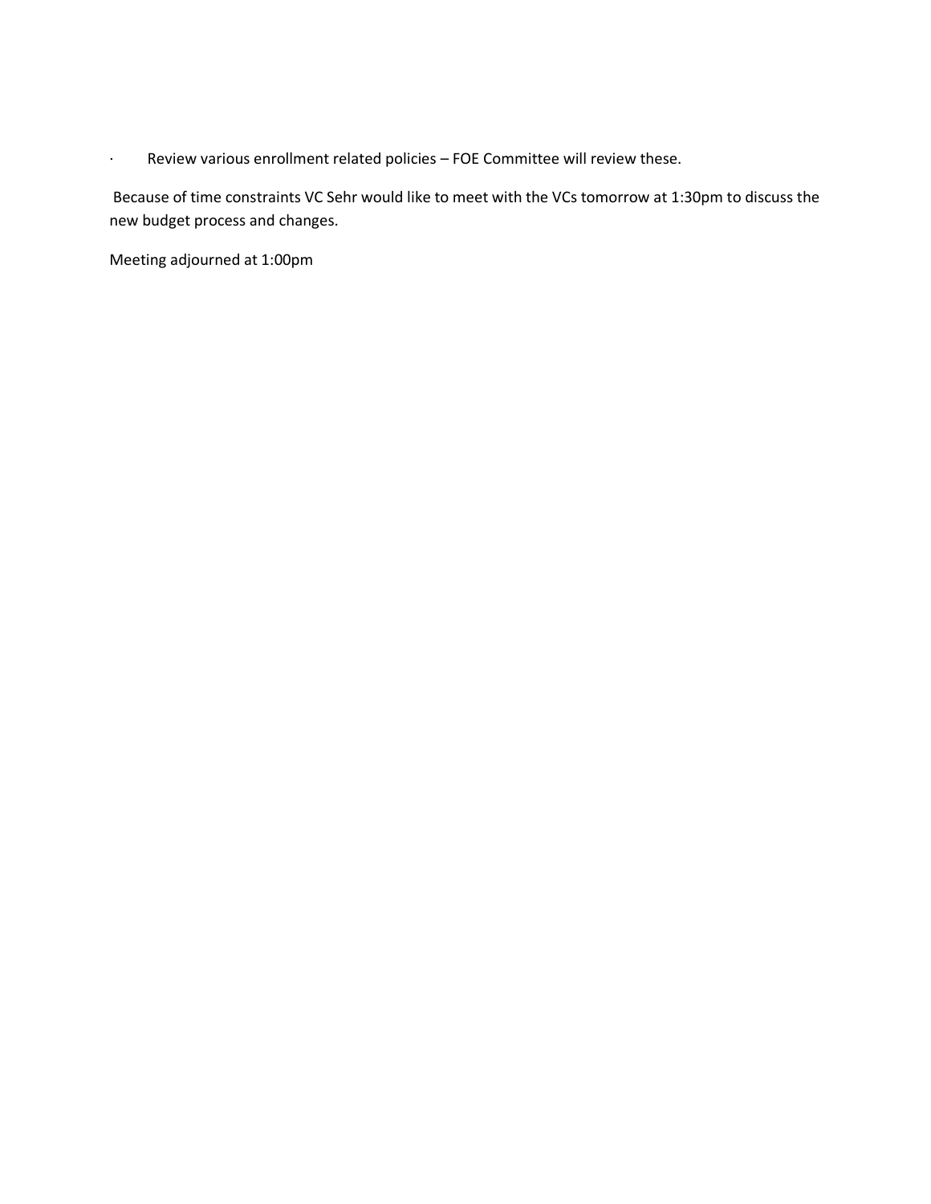- Review various enrollment related policies – FOE Committee will review these.

Because of time constraints VC Sehr would like to meet with the VCs tomorrow at 1:30pm to discuss the new budget process and changes.

Meeting adjourned at 1:00pm